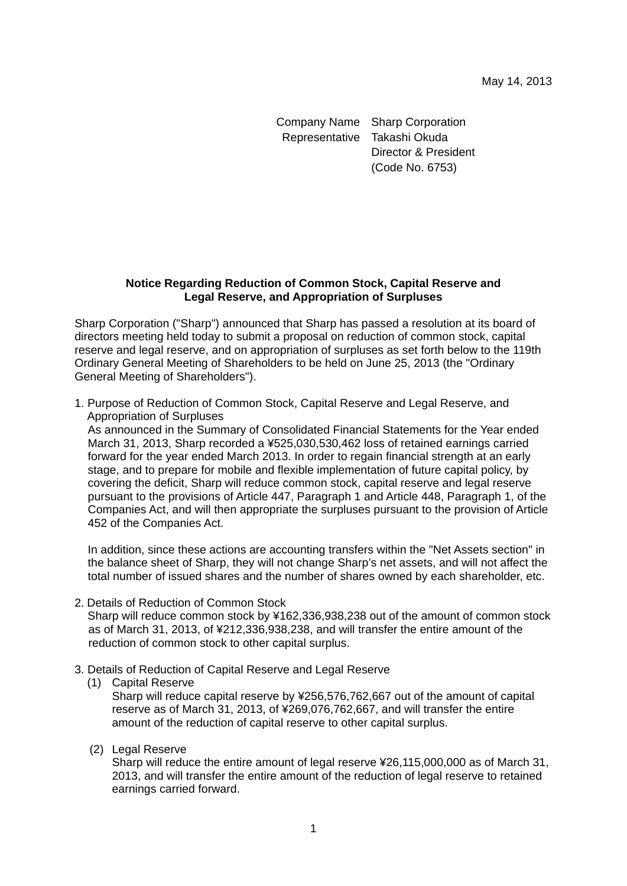May 14, 2013

Company Name Sharp Corporation
Representative Takashi Okuda
Director & President
(Code No. 6753)

**Notice Regarding Reduction of Common Stock, Capital Reserve and Legal Reserve, and Appropriation of Surpluses**

Sharp Corporation ("Sharp") announced that Sharp has passed a resolution at its board of directors meeting held today to submit a proposal on reduction of common stock, capital reserve and legal reserve, and on appropriation of surpluses as set forth below to the 119th Ordinary General Meeting of Shareholders to be held on June 25, 2013 (the "Ordinary General Meeting of Shareholders").

1. Purpose of Reduction of Common Stock, Capital Reserve and Legal Reserve, and Appropriation of Surpluses

   As announced in the Summary of Consolidated Financial Statements for the Year ended March 31, 2013, Sharp recorded a ¥525,030,530,462 loss of retained earnings carried forward for the year ended March 2013. In order to regain financial strength at an early stage, and to prepare for mobile and flexible implementation of future capital policy, by covering the deficit, Sharp will reduce common stock, capital reserve and legal reserve pursuant to the provisions of Article 447, Paragraph 1 and Article 448, Paragraph 1, of the Companies Act, and will then appropriate the surpluses pursuant to the provision of Article 452 of the Companies Act.

   In addition, since these actions are accounting transfers within the "Net Assets section" in the balance sheet of Sharp, they will not change Sharp's net assets, and will not affect the total number of issued shares and the number of shares owned by each shareholder, etc.

2. Details of Reduction of Common Stock

   Sharp will reduce common stock by ¥162,336,938,238 out of the amount of common stock as of March 31, 2013, of ¥212,336,938,238, and will transfer the entire amount of the reduction of common stock to other capital surplus.

3. Details of Reduction of Capital Reserve and Legal Reserve

   (1) Capital Reserve

   Sharp will reduce capital reserve by ¥256,576,762,667 out of the amount of capital reserve as of March 31, 2013, of ¥269,076,762,667, and will transfer the entire amount of the reduction of capital reserve to other capital surplus.

   (2) Legal Reserve

   Sharp will reduce the entire amount of legal reserve ¥26,115,000,000 as of March 31, 2013, and will transfer the entire amount of the reduction of legal reserve to retained earnings carried forward.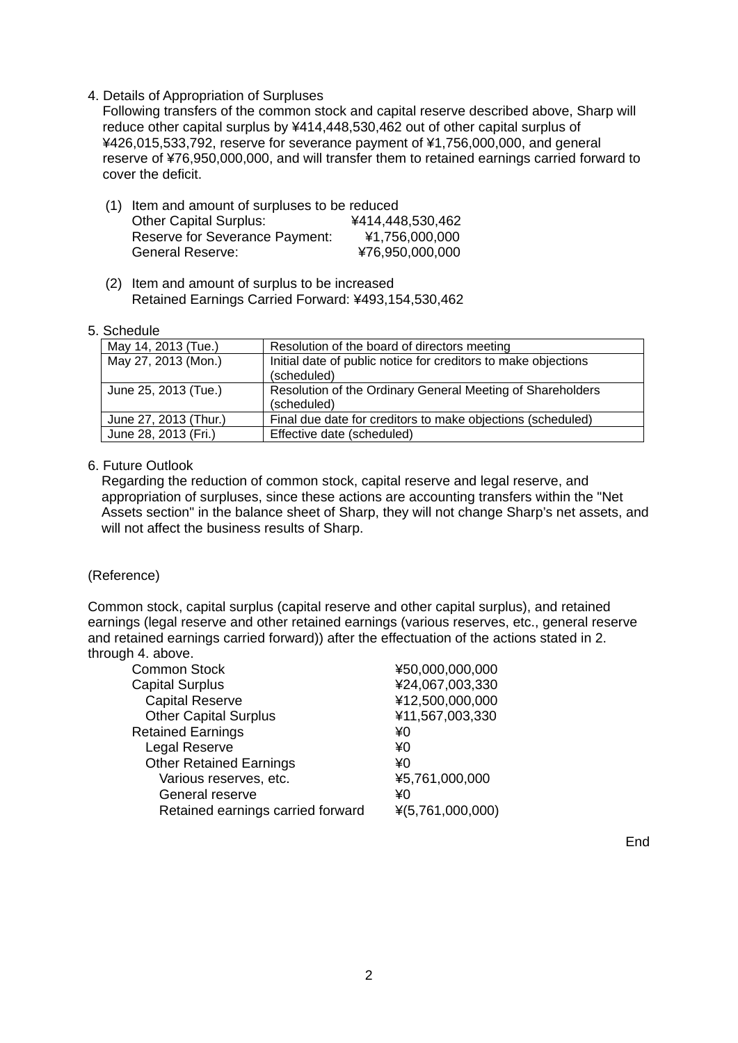4. Details of Appropriation of Surpluses

Following transfers of the common stock and capital reserve described above, Sharp will reduce other capital surplus by ¥414,448,530,462 out of other capital surplus of ¥426,015,533,792, reserve for severance payment of ¥1,756,000,000, and general reserve of ¥76,950,000,000, and will transfer them to retained earnings carried forward to cover the deficit.

(1) Item and amount of surpluses to be reduced

| | |
|---|---|
| Other Capital Surplus: | ¥414,448,530,462 |
| Reserve for Severance Payment: | ¥1,756,000,000 |
| General Reserve: | ¥76,950,000,000 |

(2) Item and amount of surplus to be increased

Retained Earnings Carried Forward: ¥493,154,530,462

5. Schedule

| | |
|---|---|
| May 14, 2013 (Tue.) | Resolution of the board of directors meeting |
| May 27, 2013 (Mon.) | Initial date of public notice for creditors to make objections (scheduled) |
| June 25, 2013 (Tue.) | Resolution of the Ordinary General Meeting of Shareholders (scheduled) |
| June 27, 2013 (Thur.) | Final due date for creditors to make objections (scheduled) |
| June 28, 2013 (Fri.) | Effective date (scheduled) |

6. Future Outlook

Regarding the reduction of common stock, capital reserve and legal reserve, and appropriation of surpluses, since these actions are accounting transfers within the "Net Assets section" in the balance sheet of Sharp, they will not change Sharp's net assets, and will not affect the business results of Sharp.

(Reference)

Common stock, capital surplus (capital reserve and other capital surplus), and retained earnings (legal reserve and other retained earnings (various reserves, etc., general reserve and retained earnings carried forward)) after the effectuation of the actions stated in 2. through 4. above.

| | |
|---|---|
| Common Stock | ¥50,000,000,000 |
| Capital Surplus | ¥24,067,003,330 |
| Capital Reserve | ¥12,500,000,000 |
| Other Capital Surplus | ¥11,567,003,330 |
| Retained Earnings | ¥0 |
| Legal Reserve | ¥0 |
| Other Retained Earnings | ¥0 |
| Various reserves, etc. | ¥5,761,000,000 |
| General reserve | ¥0 |
| Retained earnings carried forward | ¥(5,761,000,000) |

End